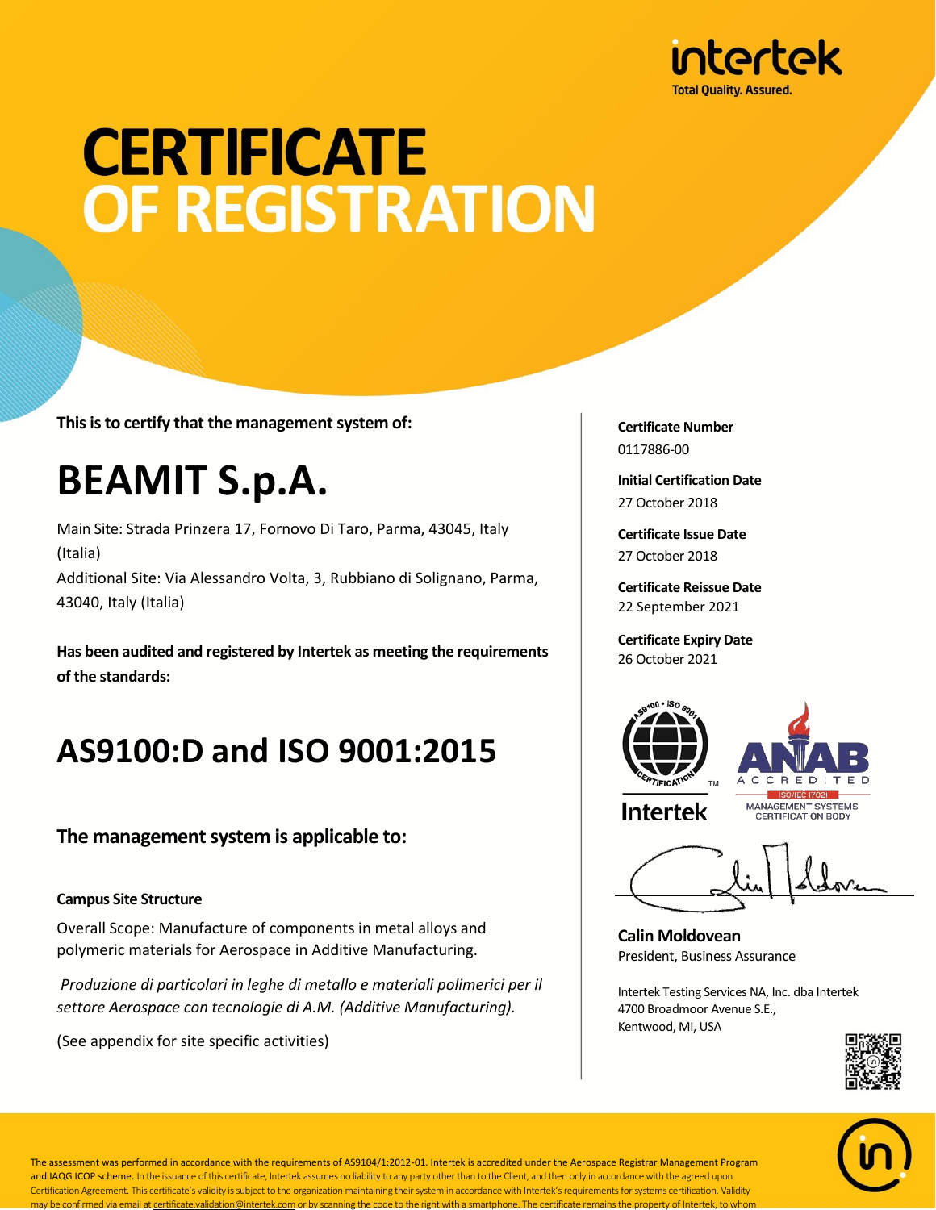intertek
Total Quality. Assured.

# CERTIFICATE OF REGISTRATION

**This is to certify that the management system of:**

# BEAMIT S.p.A.

Main Site: Strada Prinzera 17, Fornovo Di Taro, Parma, 43045, Italy (Italia)
Additional Site: Via Alessandro Volta, 3, Rubbiano di Solignano, Parma, 43040, Italy (Italia)

**Has been audited and registered by Intertek as meeting the requirements of the standards:**

# AS9100:D and ISO 9001:2015

## The management system is applicable to:

**Campus Site Structure**

Overall Scope: Manufacture of components in metal alloys and polymeric materials for Aerospace in Additive Manufacturing.

*Produzione di particolari in leghe di metallo e materiali polimerici per il settore Aerospace con tecnologie di A.M. (Additive Manufacturing).*

(See appendix for site specific activities)

**Certificate Number**
0117886-00

**Initial Certification Date**
27 October 2018

**Certificate Issue Date**
27 October 2018

**Certificate Reissue Date**
22 September 2021

**Certificate Expiry Date**
26 October 2021

AS9100 • ISO 9001 CERTIFICATION™ Intertek

ANAB ACCREDITED ISO/IEC 17021 MANAGEMENT SYSTEMS CERTIFICATION BODY

**Calin Moldovean**
President, Business Assurance

Intertek Testing Services NA, Inc. dba Intertek
4700 Broadmoor Avenue S.E.,
Kentwood, MI, USA

The assessment was performed in accordance with the requirements of AS9104/1:2012-01. Intertek is accredited under the Aerospace Registrar Management Program and IAQG ICOP scheme. In the issuance of this certificate, Intertek assumes no liability to any party other than to the Client, and then only in accordance with the agreed upon Certification Agreement. This certificate's validity is subject to the organization maintaining their system in accordance with Intertek's requirements for systems certification. Validity may be confirmed via email at certificate.validation@intertek.com or by scanning the code to the right with a smartphone. The certificate remains the property of Intertek, to whom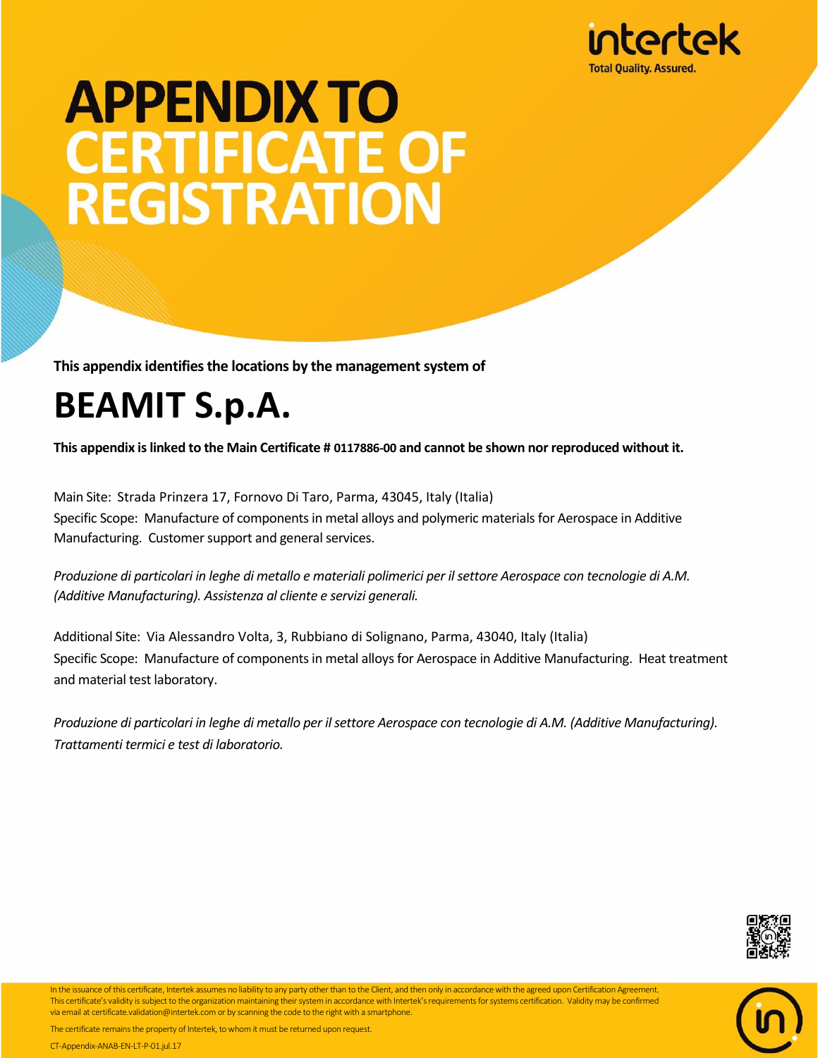intertek
Total Quality. Assured.

# APPENDIX TO CERTIFICATE OF REGISTRATION

**This appendix identifies the locations by the management system of**

# BEAMIT S.p.A.

**This appendix is linked to the Main Certificate # 0117886-00 and cannot be shown nor reproduced without it.**

Main Site: Strada Prinzera 17, Fornovo Di Taro, Parma, 43045, Italy (Italia)
Specific Scope: Manufacture of components in metal alloys and polymeric materials for Aerospace in Additive Manufacturing. Customer support and general services.

*Produzione di particolari in leghe di metallo e materiali polimerici per il settore Aerospace con tecnologie di A.M. (Additive Manufacturing). Assistenza al cliente e servizi generali.*

Additional Site: Via Alessandro Volta, 3, Rubbiano di Solignano, Parma, 43040, Italy (Italia)
Specific Scope: Manufacture of components in metal alloys for Aerospace in Additive Manufacturing. Heat treatment and material test laboratory.

*Produzione di particolari in leghe di metallo per il settore Aerospace con tecnologie di A.M. (Additive Manufacturing). Trattamenti termici e test di laboratorio.*

In the issuance of this certificate, Intertek assumes no liability to any party other than to the Client, and then only in accordance with the agreed upon Certification Agreement. This certificate's validity is subject to the organization maintaining their system in accordance with Intertek's requirements for systems certification. Validity may be confirmed via email at certificate.validation@intertek.com or by scanning the code to the right with a smartphone.

The certificate remains the property of Intertek, to whom it must be returned upon request.

CT-Appendix-ANAB-EN-LT-P-01.jul.17